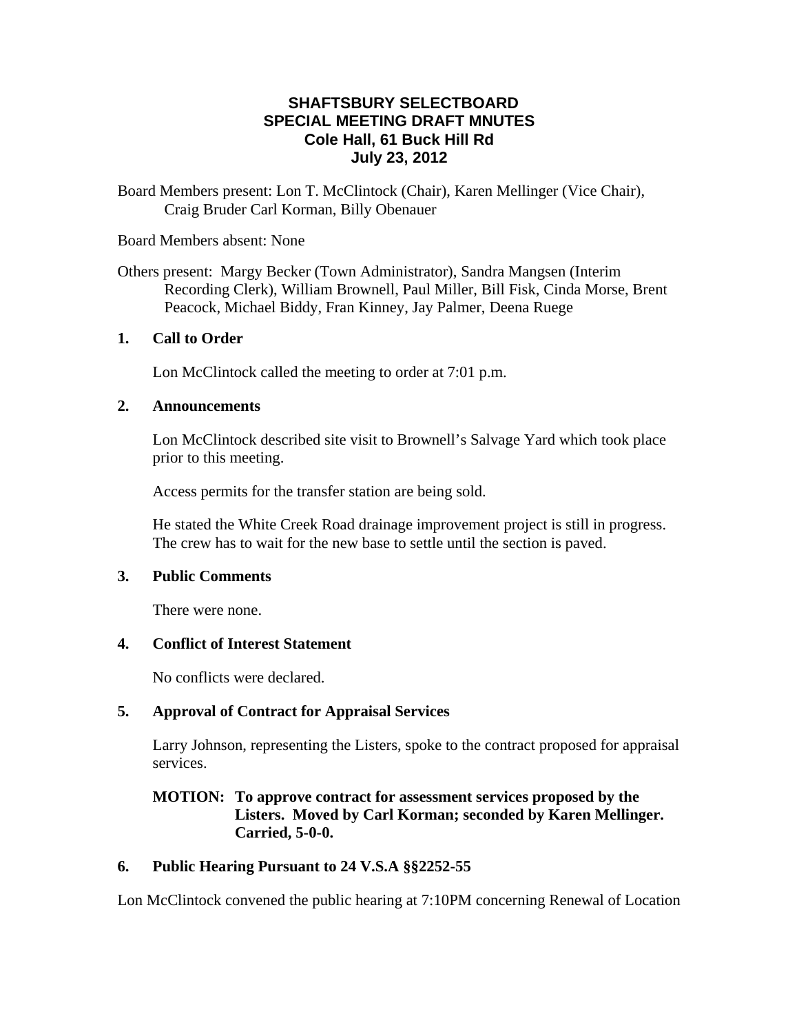# SHAFTSBURY SELECTBOARD
# SPECIAL MEETING DRAFT MNUTES
## Cole Hall, 61 Buck Hill Rd
## July 23, 2012

Board Members present: Lon T. McClintock (Chair), Karen Mellinger (Vice Chair), Craig Bruder Carl Korman, Billy Obenauer

Board Members absent: None

Others present: Margy Becker (Town Administrator), Sandra Mangsen (Interim Recording Clerk), William Brownell, Paul Miller, Bill Fisk, Cinda Morse, Brent Peacock, Michael Biddy, Fran Kinney, Jay Palmer, Deena Ruege

### 1. Call to Order

Lon McClintock called the meeting to order at 7:01 p.m.

### 2. Announcements

Lon McClintock described site visit to Brownell's Salvage Yard which took place prior to this meeting.

Access permits for the transfer station are being sold.

He stated the White Creek Road drainage improvement project is still in progress. The crew has to wait for the new base to settle until the section is paved.

### 3. Public Comments

There were none.

### 4. Conflict of Interest Statement

No conflicts were declared.

### 5. Approval of Contract for Appraisal Services

Larry Johnson, representing the Listers, spoke to the contract proposed for appraisal services.

**MOTION: To approve contract for assessment services proposed by the Listers. Moved by Carl Korman; seconded by Karen Mellinger. Carried, 5-0-0.**

### 6. Public Hearing Pursuant to 24 V.S.A §§2252-55

Lon McClintock convened the public hearing at 7:10PM concerning Renewal of Location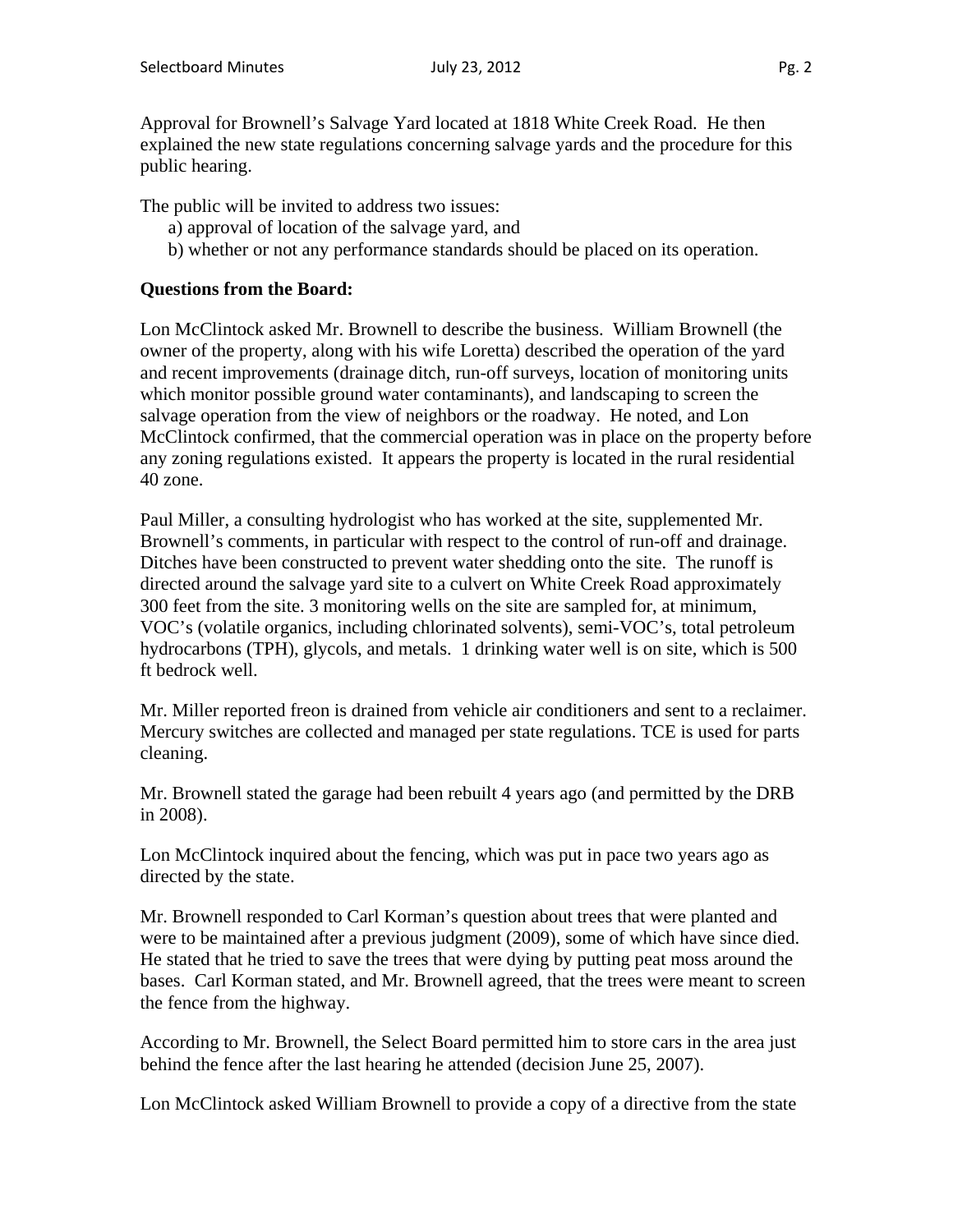Approval for Brownell's Salvage Yard located at 1818 White Creek Road. He then explained the new state regulations concerning salvage yards and the procedure for this public hearing.

The public will be invited to address two issues:

a) approval of location of the salvage yard, and

b) whether or not any performance standards should be placed on its operation.

**Questions from the Board:**

Lon McClintock asked Mr. Brownell to describe the business. William Brownell (the owner of the property, along with his wife Loretta) described the operation of the yard and recent improvements (drainage ditch, run-off surveys, location of monitoring units which monitor possible ground water contaminants), and landscaping to screen the salvage operation from the view of neighbors or the roadway. He noted, and Lon McClintock confirmed, that the commercial operation was in place on the property before any zoning regulations existed. It appears the property is located in the rural residential 40 zone.

Paul Miller, a consulting hydrologist who has worked at the site, supplemented Mr. Brownell's comments, in particular with respect to the control of run-off and drainage. Ditches have been constructed to prevent water shedding onto the site. The runoff is directed around the salvage yard site to a culvert on White Creek Road approximately 300 feet from the site. 3 monitoring wells on the site are sampled for, at minimum, VOC's (volatile organics, including chlorinated solvents), semi-VOC's, total petroleum hydrocarbons (TPH), glycols, and metals. 1 drinking water well is on site, which is 500 ft bedrock well.

Mr. Miller reported freon is drained from vehicle air conditioners and sent to a reclaimer. Mercury switches are collected and managed per state regulations. TCE is used for parts cleaning.

Mr. Brownell stated the garage had been rebuilt 4 years ago (and permitted by the DRB in 2008).

Lon McClintock inquired about the fencing, which was put in pace two years ago as directed by the state.

Mr. Brownell responded to Carl Korman's question about trees that were planted and were to be maintained after a previous judgment (2009), some of which have since died. He stated that he tried to save the trees that were dying by putting peat moss around the bases. Carl Korman stated, and Mr. Brownell agreed, that the trees were meant to screen the fence from the highway.

According to Mr. Brownell, the Select Board permitted him to store cars in the area just behind the fence after the last hearing he attended (decision June 25, 2007).

Lon McClintock asked William Brownell to provide a copy of a directive from the state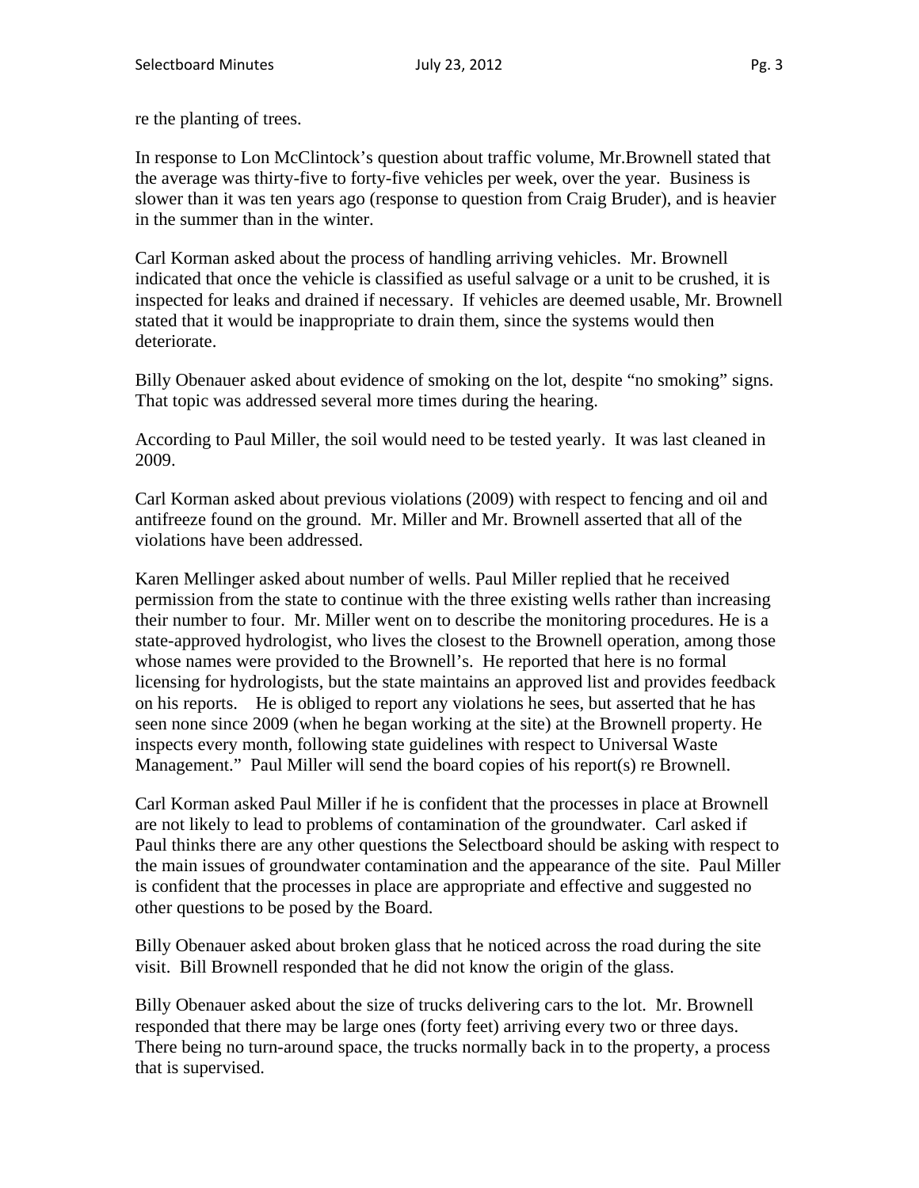re the planting of trees.

In response to Lon McClintock's question about traffic volume, Mr.Brownell stated that the average was thirty-five to forty-five vehicles per week, over the year. Business is slower than it was ten years ago (response to question from Craig Bruder), and is heavier in the summer than in the winter.

Carl Korman asked about the process of handling arriving vehicles. Mr. Brownell indicated that once the vehicle is classified as useful salvage or a unit to be crushed, it is inspected for leaks and drained if necessary. If vehicles are deemed usable, Mr. Brownell stated that it would be inappropriate to drain them, since the systems would then deteriorate.

Billy Obenauer asked about evidence of smoking on the lot, despite "no smoking" signs. That topic was addressed several more times during the hearing.

According to Paul Miller, the soil would need to be tested yearly. It was last cleaned in 2009.

Carl Korman asked about previous violations (2009) with respect to fencing and oil and antifreeze found on the ground. Mr. Miller and Mr. Brownell asserted that all of the violations have been addressed.

Karen Mellinger asked about number of wells. Paul Miller replied that he received permission from the state to continue with the three existing wells rather than increasing their number to four. Mr. Miller went on to describe the monitoring procedures. He is a state-approved hydrologist, who lives the closest to the Brownell operation, among those whose names were provided to the Brownell's. He reported that here is no formal licensing for hydrologists, but the state maintains an approved list and provides feedback on his reports. He is obliged to report any violations he sees, but asserted that he has seen none since 2009 (when he began working at the site) at the Brownell property. He inspects every month, following state guidelines with respect to Universal Waste Management." Paul Miller will send the board copies of his report(s) re Brownell.

Carl Korman asked Paul Miller if he is confident that the processes in place at Brownell are not likely to lead to problems of contamination of the groundwater. Carl asked if Paul thinks there are any other questions the Selectboard should be asking with respect to the main issues of groundwater contamination and the appearance of the site. Paul Miller is confident that the processes in place are appropriate and effective and suggested no other questions to be posed by the Board.

Billy Obenauer asked about broken glass that he noticed across the road during the site visit. Bill Brownell responded that he did not know the origin of the glass.

Billy Obenauer asked about the size of trucks delivering cars to the lot. Mr. Brownell responded that there may be large ones (forty feet) arriving every two or three days. There being no turn-around space, the trucks normally back in to the property, a process that is supervised.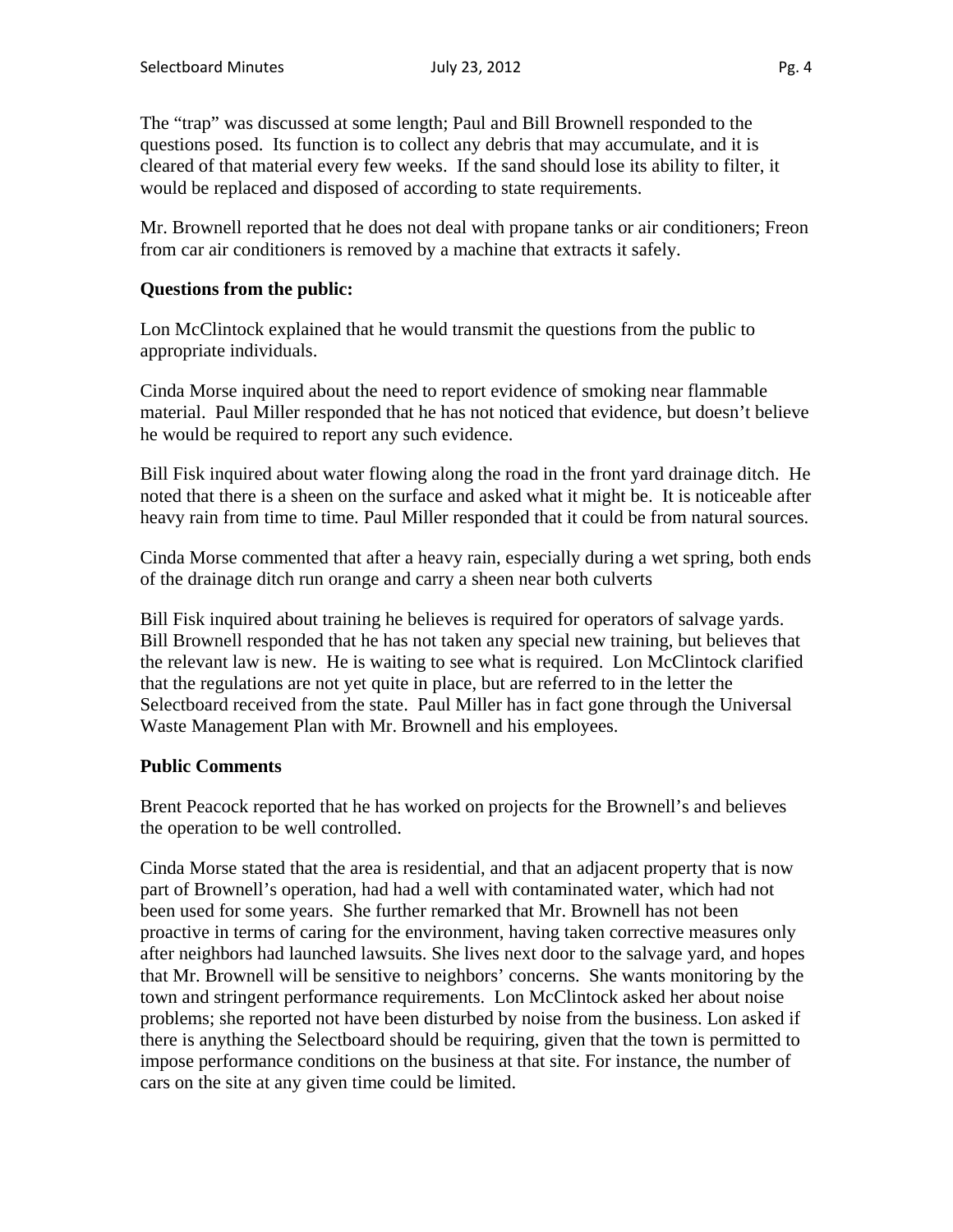The "trap" was discussed at some length; Paul and Bill Brownell responded to the questions posed. Its function is to collect any debris that may accumulate, and it is cleared of that material every few weeks. If the sand should lose its ability to filter, it would be replaced and disposed of according to state requirements.

Mr. Brownell reported that he does not deal with propane tanks or air conditioners; Freon from car air conditioners is removed by a machine that extracts it safely.

**Questions from the public:**

Lon McClintock explained that he would transmit the questions from the public to appropriate individuals.

Cinda Morse inquired about the need to report evidence of smoking near flammable material. Paul Miller responded that he has not noticed that evidence, but doesn't believe he would be required to report any such evidence.

Bill Fisk inquired about water flowing along the road in the front yard drainage ditch. He noted that there is a sheen on the surface and asked what it might be. It is noticeable after heavy rain from time to time. Paul Miller responded that it could be from natural sources.

Cinda Morse commented that after a heavy rain, especially during a wet spring, both ends of the drainage ditch run orange and carry a sheen near both culverts

Bill Fisk inquired about training he believes is required for operators of salvage yards. Bill Brownell responded that he has not taken any special new training, but believes that the relevant law is new. He is waiting to see what is required. Lon McClintock clarified that the regulations are not yet quite in place, but are referred to in the letter the Selectboard received from the state. Paul Miller has in fact gone through the Universal Waste Management Plan with Mr. Brownell and his employees.

**Public Comments**

Brent Peacock reported that he has worked on projects for the Brownell's and believes the operation to be well controlled.

Cinda Morse stated that the area is residential, and that an adjacent property that is now part of Brownell's operation, had had a well with contaminated water, which had not been used for some years. She further remarked that Mr. Brownell has not been proactive in terms of caring for the environment, having taken corrective measures only after neighbors had launched lawsuits. She lives next door to the salvage yard, and hopes that Mr. Brownell will be sensitive to neighbors' concerns. She wants monitoring by the town and stringent performance requirements. Lon McClintock asked her about noise problems; she reported not have been disturbed by noise from the business. Lon asked if there is anything the Selectboard should be requiring, given that the town is permitted to impose performance conditions on the business at that site. For instance, the number of cars on the site at any given time could be limited.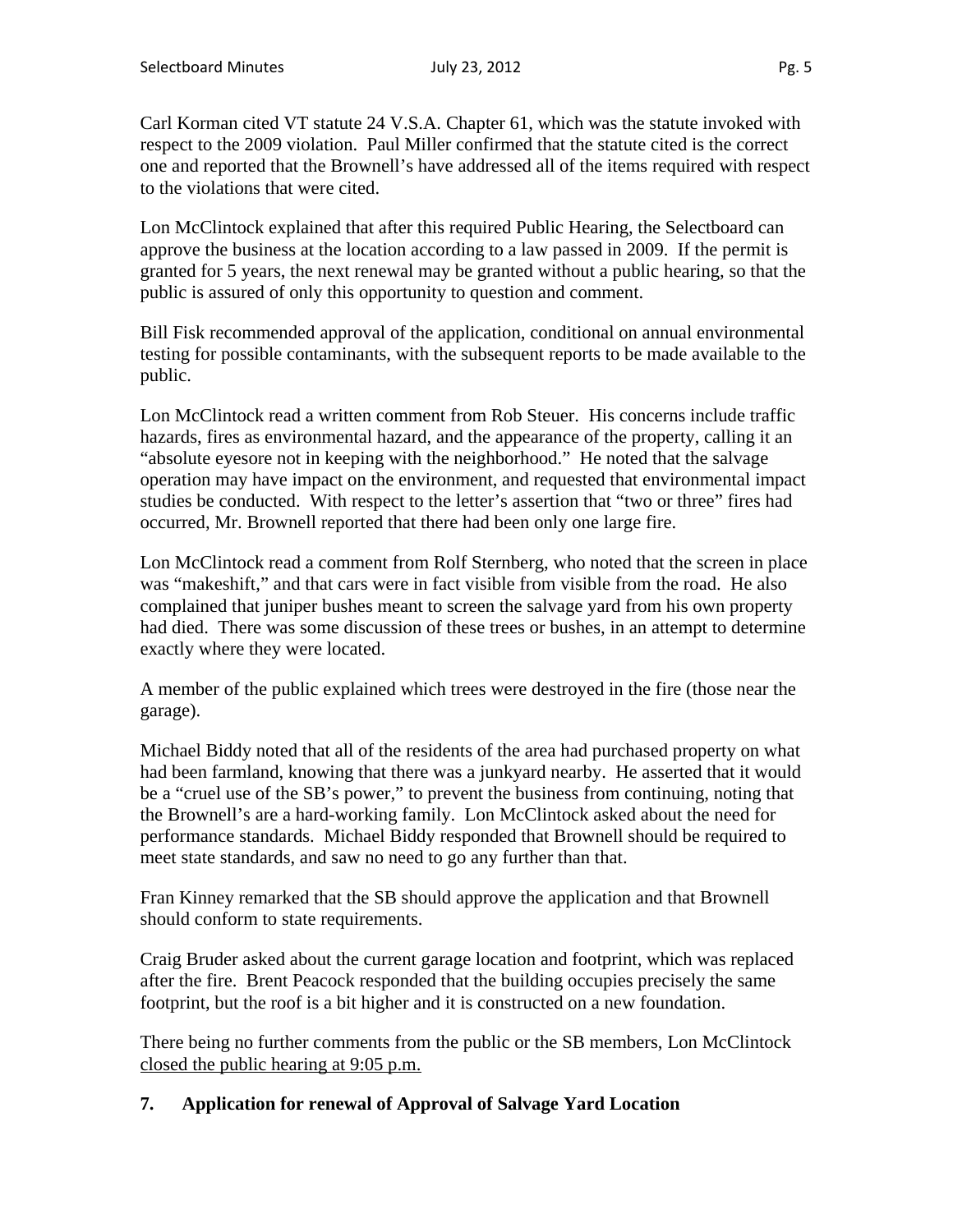Carl Korman cited VT statute 24 V.S.A. Chapter 61, which was the statute invoked with respect to the 2009 violation. Paul Miller confirmed that the statute cited is the correct one and reported that the Brownell's have addressed all of the items required with respect to the violations that were cited.

Lon McClintock explained that after this required Public Hearing, the Selectboard can approve the business at the location according to a law passed in 2009. If the permit is granted for 5 years, the next renewal may be granted without a public hearing, so that the public is assured of only this opportunity to question and comment.

Bill Fisk recommended approval of the application, conditional on annual environmental testing for possible contaminants, with the subsequent reports to be made available to the public.

Lon McClintock read a written comment from Rob Steuer. His concerns include traffic hazards, fires as environmental hazard, and the appearance of the property, calling it an "absolute eyesore not in keeping with the neighborhood." He noted that the salvage operation may have impact on the environment, and requested that environmental impact studies be conducted. With respect to the letter's assertion that "two or three" fires had occurred, Mr. Brownell reported that there had been only one large fire.

Lon McClintock read a comment from Rolf Sternberg, who noted that the screen in place was "makeshift," and that cars were in fact visible from visible from the road. He also complained that juniper bushes meant to screen the salvage yard from his own property had died. There was some discussion of these trees or bushes, in an attempt to determine exactly where they were located.

A member of the public explained which trees were destroyed in the fire (those near the garage).

Michael Biddy noted that all of the residents of the area had purchased property on what had been farmland, knowing that there was a junkyard nearby. He asserted that it would be a "cruel use of the SB's power," to prevent the business from continuing, noting that the Brownell's are a hard-working family. Lon McClintock asked about the need for performance standards. Michael Biddy responded that Brownell should be required to meet state standards, and saw no need to go any further than that.

Fran Kinney remarked that the SB should approve the application and that Brownell should conform to state requirements.

Craig Bruder asked about the current garage location and footprint, which was replaced after the fire. Brent Peacock responded that the building occupies precisely the same footprint, but the roof is a bit higher and it is constructed on a new foundation.

There being no further comments from the public or the SB members, Lon McClintock <u>closed the public hearing at 9:05 p.m.</u>

## 7. Application for renewal of Approval of Salvage Yard Location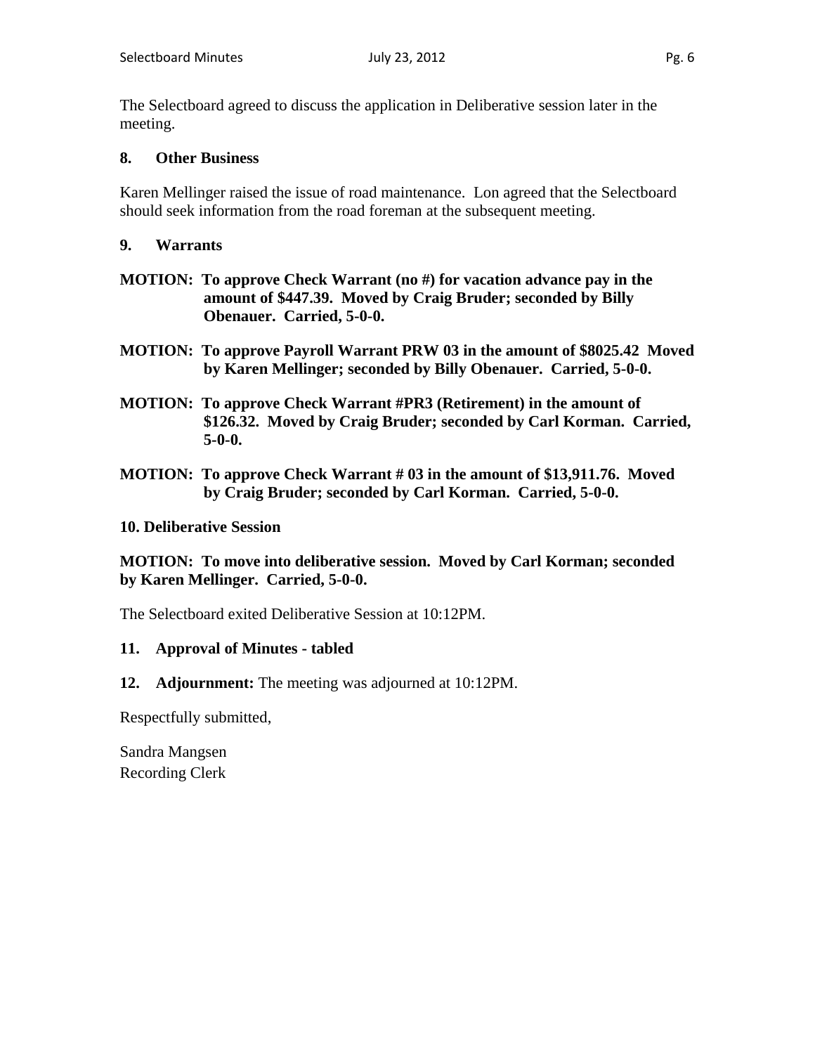The Selectboard agreed to discuss the application in Deliberative session later in the meeting.

**8. Other Business**

Karen Mellinger raised the issue of road maintenance. Lon agreed that the Selectboard should seek information from the road foreman at the subsequent meeting.

**9. Warrants**

**MOTION: To approve Check Warrant (no #) for vacation advance pay in the amount of $447.39. Moved by Craig Bruder; seconded by Billy Obenauer. Carried, 5-0-0.**

**MOTION: To approve Payroll Warrant PRW 03 in the amount of $8025.42 Moved by Karen Mellinger; seconded by Billy Obenauer. Carried, 5-0-0.**

**MOTION: To approve Check Warrant #PR3 (Retirement) in the amount of $126.32. Moved by Craig Bruder; seconded by Carl Korman. Carried, 5-0-0.**

**MOTION: To approve Check Warrant # 03 in the amount of $13,911.76. Moved by Craig Bruder; seconded by Carl Korman. Carried, 5-0-0.**

**10. Deliberative Session**

**MOTION: To move into deliberative session. Moved by Carl Korman; seconded by Karen Mellinger. Carried, 5-0-0.**

The Selectboard exited Deliberative Session at 10:12PM.

**11. Approval of Minutes - tabled**

**12. Adjournment:** The meeting was adjourned at 10:12PM.

Respectfully submitted,

Sandra Mangsen
Recording Clerk